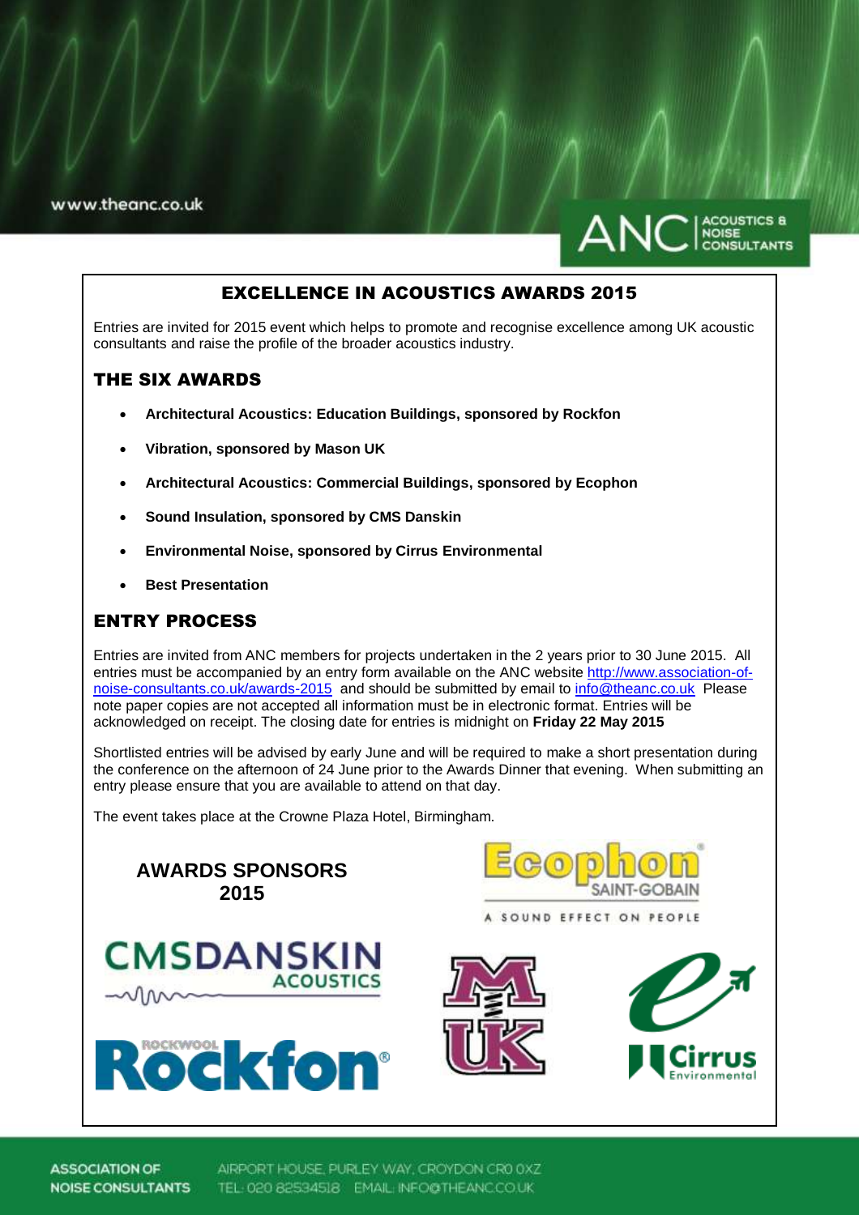www.theanc.co.uk

# EXCELLENCE IN ACOUSTICS AWARDS 2015

Entries are invited for 2015 event which helps to promote and recognise excellence among UK acoustic consultants and raise the profile of the broader acoustics industry.

## THE SIX AWARDS

- **Architectural Acoustics: Education Buildings, sponsored by Rockfon**
- **Vibration, sponsored by Mason UK**
- **Architectural Acoustics: Commercial Buildings, sponsored by Ecophon**
- **Sound Insulation, sponsored by CMS Danskin**
- **Environmental Noise, sponsored by Cirrus Environmental**
- **Best Presentation**

## ENTRY PROCESS

Entries are invited from ANC members for projects undertaken in the 2 years prior to 30 June 2015. All entries must be accompanied by an entry form available on the ANC website http://www.association-of-noise-consultants.co.uk/awards-2015 and should be submitted by email to info@theanc.co.uk Please note paper copies are not accepted all information must be in electronic format. Entries will be acknowledged on receipt. The closing date for entries is midnight on **Friday 22 May 2015**

Shortlisted entries will be advised by early June and will be required to make a short presentation during the conference on the afternoon of 24 June prior to the Awards Dinner that evening. When submitting an entry please ensure that you are available to attend on that day.

The event takes place at the Crowne Plaza Hotel, Birmingham.

**AWARDS SPONSORS 2015**

ASSOCIATION OF NOISE CONSULTANTS
AIRPORT HOUSE, PURLEY WAY, CROYDON CR0 0XZ
TEL: 020 82534518 EMAIL: INFO@THEANC.CO.UK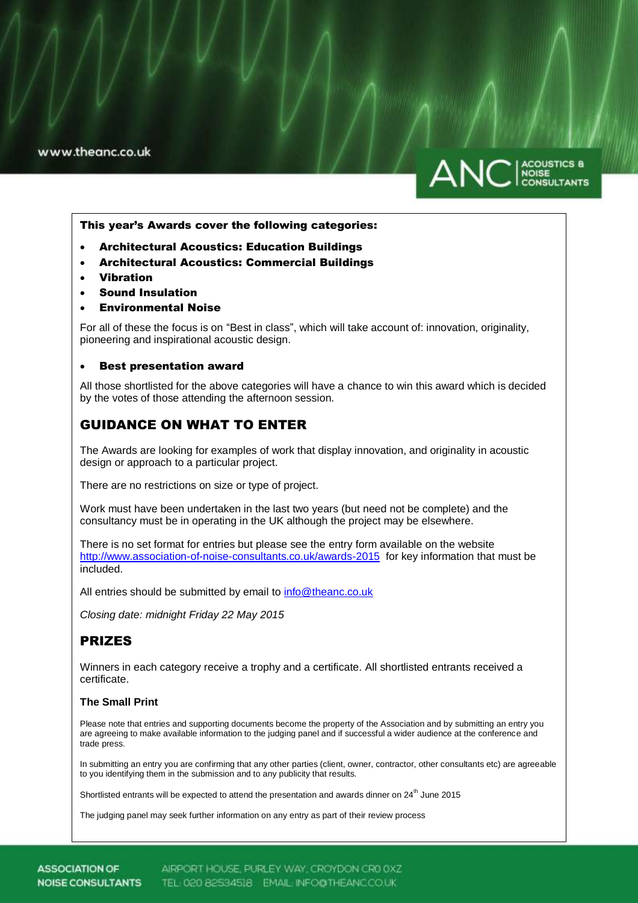This year's Awards cover the following categories:

- **Architectural Acoustics: Education Buildings**
- **Architectural Acoustics: Commercial Buildings**
- **Vibration**
- **Sound Insulation**
- **Environmental Noise**

For all of these the focus is on "Best in class", which will take account of: innovation, originality, pioneering and inspirational acoustic design.

- **Best presentation award**

All those shortlisted for the above categories will have a chance to win this award which is decided by the votes of those attending the afternoon session.

## GUIDANCE ON WHAT TO ENTER

The Awards are looking for examples of work that display innovation, and originality in acoustic design or approach to a particular project.

There are no restrictions on size or type of project.

Work must have been undertaken in the last two years (but need not be complete) and the consultancy must be in operating in the UK although the project may be elsewhere.

There is no set format for entries but please see the entry form available on the website http://www.association-of-noise-consultants.co.uk/awards-2015 for key information that must be included.

All entries should be submitted by email to info@theanc.co.uk

*Closing date: midnight Friday 22 May 2015*

## PRIZES

Winners in each category receive a trophy and a certificate. All shortlisted entrants received a certificate.

### The Small Print

Please note that entries and supporting documents become the property of the Association and by submitting an entry you are agreeing to make available information to the judging panel and if successful a wider audience at the conference and trade press.

In submitting an entry you are confirming that any other parties (client, owner, contractor, other consultants etc) are agreeable to you identifying them in the submission and to any publicity that results.

Shortlisted entrants will be expected to attend the presentation and awards dinner on 24th June 2015

The judging panel may seek further information on any entry as part of their review process